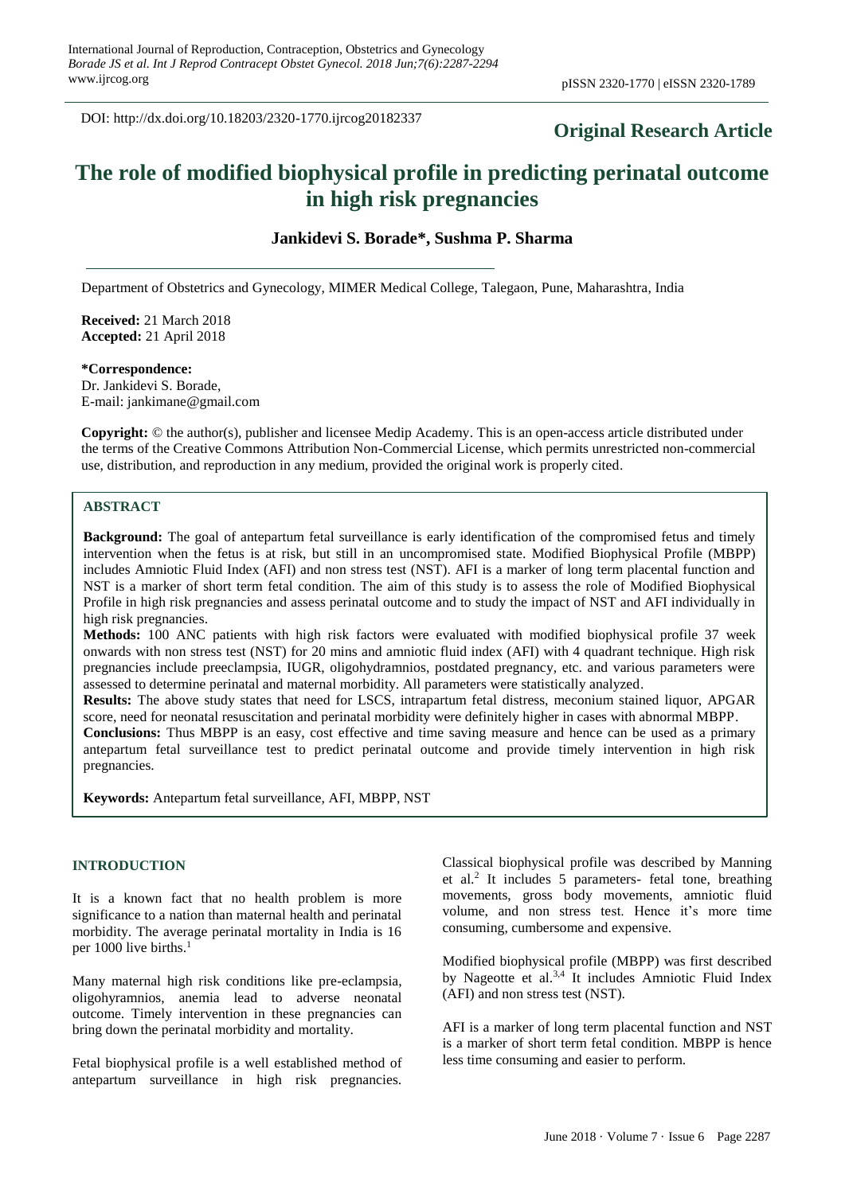DOI: http://dx.doi.org/10.18203/2320-1770.ijrcog20182337

**Original Research Article**

# The role of modified biophysical profile in predicting perinatal outcome in high risk pregnancies

**Jankidevi S. Borade\*, Sushma P. Sharma**

Department of Obstetrics and Gynecology, MIMER Medical College, Talegaon, Pune, Maharashtra, India

**Received:** 21 March 2018
**Accepted:** 21 April 2018

**\*Correspondence:**
Dr. Jankidevi S. Borade,
E-mail: jankimane@gmail.com

**Copyright:** © the author(s), publisher and licensee Medip Academy. This is an open-access article distributed under the terms of the Creative Commons Attribution Non-Commercial License, which permits unrestricted non-commercial use, distribution, and reproduction in any medium, provided the original work is properly cited.

## ABSTRACT

**Background:** The goal of antepartum fetal surveillance is early identification of the compromised fetus and timely intervention when the fetus is at risk, but still in an uncompromised state. Modified Biophysical Profile (MBPP) includes Amniotic Fluid Index (AFI) and non stress test (NST). AFI is a marker of long term placental function and NST is a marker of short term fetal condition. The aim of this study is to assess the role of Modified Biophysical Profile in high risk pregnancies and assess perinatal outcome and to study the impact of NST and AFI individually in high risk pregnancies.

**Methods:** 100 ANC patients with high risk factors were evaluated with modified biophysical profile 37 week onwards with non stress test (NST) for 20 mins and amniotic fluid index (AFI) with 4 quadrant technique. High risk pregnancies include preeclampsia, IUGR, oligohydramnios, postdated pregnancy, etc. and various parameters were assessed to determine perinatal and maternal morbidity. All parameters were statistically analyzed.

**Results:** The above study states that need for LSCS, intrapartum fetal distress, meconium stained liquor, APGAR score, need for neonatal resuscitation and perinatal morbidity were definitely higher in cases with abnormal MBPP.

**Conclusions:** Thus MBPP is an easy, cost effective and time saving measure and hence can be used as a primary antepartum fetal surveillance test to predict perinatal outcome and provide timely intervention in high risk pregnancies.

**Keywords:** Antepartum fetal surveillance, AFI, MBPP, NST

## INTRODUCTION

It is a known fact that no health problem is more significance to a nation than maternal health and perinatal morbidity. The average perinatal mortality in India is 16 per 1000 live births.[1]

Many maternal high risk conditions like pre-eclampsia, oligohyramnios, anemia lead to adverse neonatal outcome. Timely intervention in these pregnancies can bring down the perinatal morbidity and mortality.

Fetal biophysical profile is a well established method of antepartum surveillance in high risk pregnancies. Classical biophysical profile was described by Manning et al.[2] It includes 5 parameters- fetal tone, breathing movements, gross body movements, amniotic fluid volume, and non stress test. Hence it's more time consuming, cumbersome and expensive.

Modified biophysical profile (MBPP) was first described by Nageotte et al.[3,4] It includes Amniotic Fluid Index (AFI) and non stress test (NST).

AFI is a marker of long term placental function and NST is a marker of short term fetal condition. MBPP is hence less time consuming and easier to perform.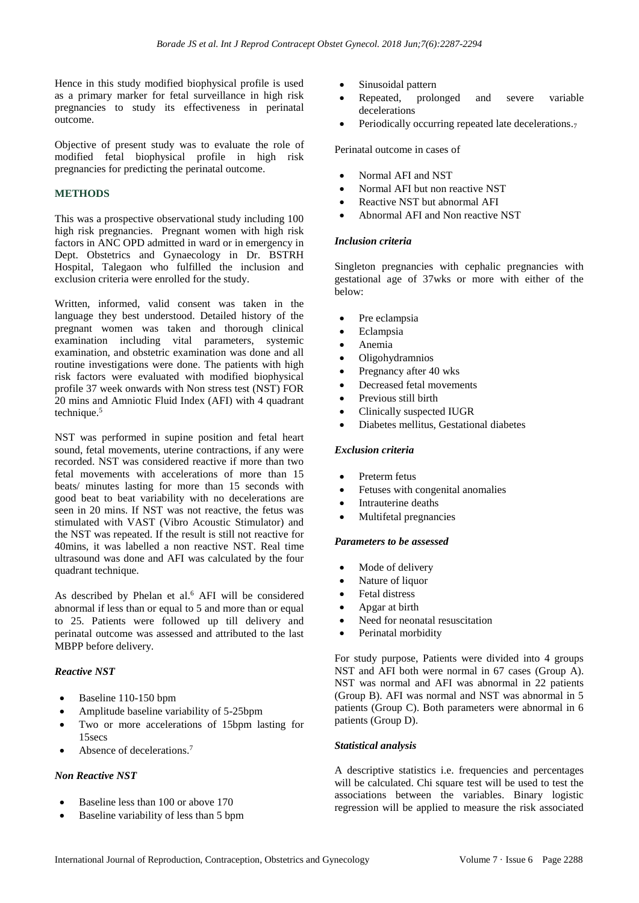Hence in this study modified biophysical profile is used as a primary marker for fetal surveillance in high risk pregnancies to study its effectiveness in perinatal outcome.

Objective of present study was to evaluate the role of modified fetal biophysical profile in high risk pregnancies for predicting the perinatal outcome.

## METHODS

This was a prospective observational study including 100 high risk pregnancies. Pregnant women with high risk factors in ANC OPD admitted in ward or in emergency in Dept. Obstetrics and Gynaecology in Dr. BSTRH Hospital, Talegaon who fulfilled the inclusion and exclusion criteria were enrolled for the study.

Written, informed, valid consent was taken in the language they best understood. Detailed history of the pregnant women was taken and thorough clinical examination including vital parameters, systemic examination, and obstetric examination was done and all routine investigations were done. The patients with high risk factors were evaluated with modified biophysical profile 37 week onwards with Non stress test (NST) FOR 20 mins and Amniotic Fluid Index (AFI) with 4 quadrant technique.[5]

NST was performed in supine position and fetal heart sound, fetal movements, uterine contractions, if any were recorded. NST was considered reactive if more than two fetal movements with accelerations of more than 15 beats/ minutes lasting for more than 15 seconds with good beat to beat variability with no decelerations are seen in 20 mins. If NST was not reactive, the fetus was stimulated with VAST (Vibro Acoustic Stimulator) and the NST was repeated. If the result is still not reactive for 40mins, it was labelled a non reactive NST. Real time ultrasound was done and AFI was calculated by the four quadrant technique.

As described by Phelan et al.[6] AFI will be considered abnormal if less than or equal to 5 and more than or equal to 25. Patients were followed up till delivery and perinatal outcome was assessed and attributed to the last MBPP before delivery.

### *Reactive NST*

- Baseline 110-150 bpm
- Amplitude baseline variability of 5-25bpm
- Two or more accelerations of 15bpm lasting for 15secs
- Absence of decelerations.[7]

### *Non Reactive NST*

- Baseline less than 100 or above 170
- Baseline variability of less than 5 bpm
- Sinusoidal pattern
- Repeated, prolonged and severe variable decelerations
- Periodically occurring repeated late decelerations.[7]

Perinatal outcome in cases of

- Normal AFI and NST
- Normal AFI but non reactive NST
- Reactive NST but abnormal AFI
- Abnormal AFI and Non reactive NST

### *Inclusion criteria*

Singleton pregnancies with cephalic pregnancies with gestational age of 37wks or more with either of the below:

- Pre eclampsia
- Eclampsia
- Anemia
- Oligohydramnios
- Pregnancy after 40 wks
- Decreased fetal movements
- Previous still birth
- Clinically suspected IUGR
- Diabetes mellitus, Gestational diabetes

### *Exclusion criteria*

- Preterm fetus
- Fetuses with congenital anomalies
- Intrauterine deaths
- Multifetal pregnancies

### *Parameters to be assessed*

- Mode of delivery
- Nature of liquor
- Fetal distress
- Apgar at birth
- Need for neonatal resuscitation
- Perinatal morbidity

For study purpose, Patients were divided into 4 groups NST and AFI both were normal in 67 cases (Group A). NST was normal and AFI was abnormal in 22 patients (Group B). AFI was normal and NST was abnormal in 5 patients (Group C). Both parameters were abnormal in 6 patients (Group D).

### *Statistical analysis*

A descriptive statistics i.e. frequencies and percentages will be calculated. Chi square test will be used to test the associations between the variables. Binary logistic regression will be applied to measure the risk associated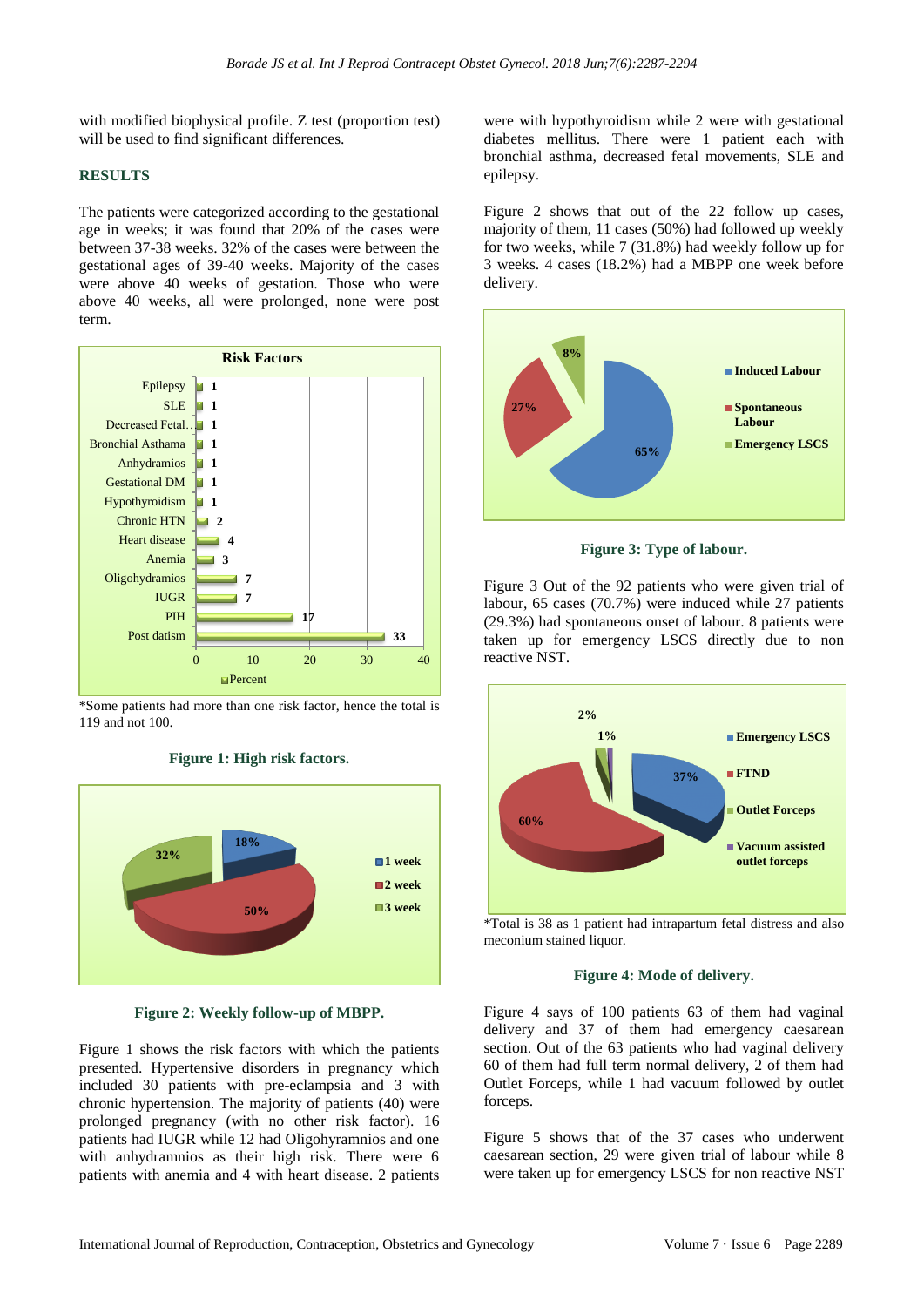with modified biophysical profile. Z test (proportion test) will be used to find significant differences.

## RESULTS

The patients were categorized according to the gestational age in weeks; it was found that 20% of the cases were between 37-38 weeks. 32% of the cases were between the gestational ages of 39-40 weeks. Majority of the cases were above 40 weeks of gestation. Those who were above 40 weeks, all were prolonged, none were post term.

Risk Factors

Epilepsy 1
SLE 1
Decreased Fetal.. 1
Bronchial Asthma 1
Anhydramios 1
Gestational DM 1
Hypothyroidism 1
Chronic HTN 2
Heart disease 4
Anemia 3
Oligohydramios 7
IUGR 7
PIH 17
Post datism 33

0 10 20 30 40

Percent

*Some patients had more than one risk factor, hence the total is 119 and not 100.

**Figure 1: High risk factors.**

18%
32%
50%

1 week
2 week
3 week

**Figure 2: Weekly follow-up of MBPP.**

Figure 1 shows the risk factors with which the patients presented. Hypertensive disorders in pregnancy which included 30 patients with pre-eclampsia and 3 with chronic hypertension. The majority of patients (40) were prolonged pregnancy (with no other risk factor). 16 patients had IUGR while 12 had Oligohyramnios and one with anhydramnios as their high risk. There were 6 patients with anemia and 4 with heart disease. 2 patients were with hypothyroidism while 2 were with gestational diabetes mellitus. There were 1 patient each with bronchial asthma, decreased fetal movements, SLE and epilepsy.

Figure 2 shows that out of the 22 follow up cases, majority of them, 11 cases (50%) had followed up weekly for two weeks, while 7 (31.8%) had weekly follow up for 3 weeks. 4 cases (18.2%) had a MBPP one week before delivery.

8%
27%
65%

Induced Labour
Spontaneous Labour
Emergency LSCS

**Figure 3: Type of labour.**

Figure 3 Out of the 92 patients who were given trial of labour, 65 cases (70.7%) were induced while 27 patients (29.3%) had spontaneous onset of labour. 8 patients were taken up for emergency LSCS directly due to non reactive NST.

2%
1%
37%
60%

Emergency LSCS
FTND
Outlet Forceps
Vacuum assisted outlet forceps

*Total is 38 as 1 patient had intrapartum fetal distress and also meconium stained liquor.

**Figure 4: Mode of delivery.**

Figure 4 says of 100 patients 63 of them had vaginal delivery and 37 of them had emergency caesarean section. Out of the 63 patients who had vaginal delivery 60 of them had full term normal delivery, 2 of them had Outlet Forceps, while 1 had vacuum followed by outlet forceps.

Figure 5 shows that of the 37 cases who underwent caesarean section, 29 were given trial of labour while 8 were taken up for emergency LSCS for non reactive NST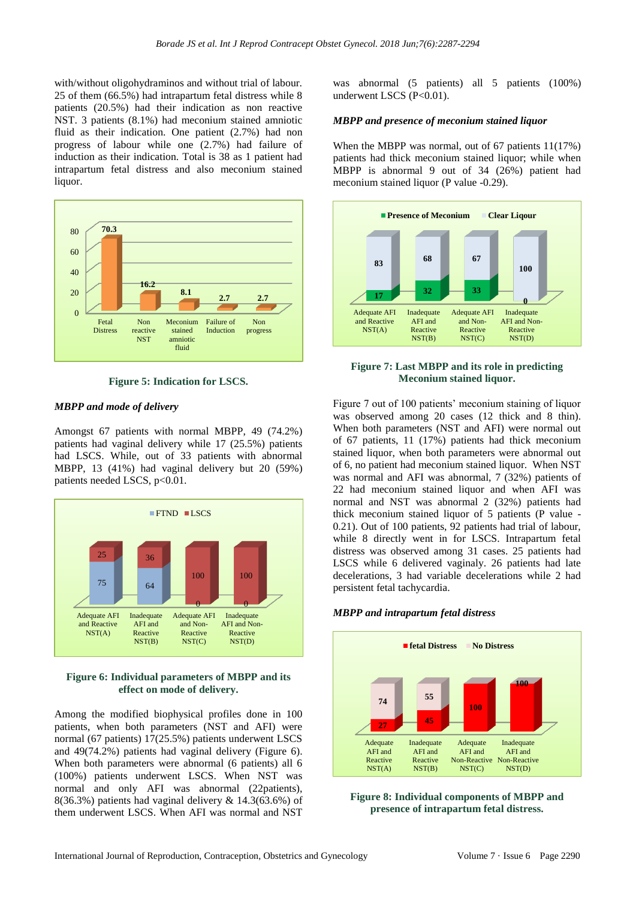with/without oligohydraminos and without trial of labour. 25 of them (66.5%) had intrapartum fetal distress while 8 patients (20.5%) had their indication as non reactive NST. 3 patients (8.1%) had meconium stained amniotic fluid as their indication. One patient (2.7%) had non progress of labour while one (2.7%) had failure of induction as their indication. Total is 38 as 1 patient had intrapartum fetal distress and also meconium stained liquor.

80
60
40
20
0
70.3
16.2
8.1
2.7
2.7
Fetal Distress
Non reactive NST
Meconium stained amniotic fluid
Failure of Induction
Non progress

**Figure 5: Indication for LSCS.**

### *MBPP and mode of delivery*

Amongst 67 patients with normal MBPP, 49 (74.2%) patients had vaginal delivery while 17 (25.5%) patients had LSCS. While, out of 33 patients with abnormal MBPP, 13 (41%) had vaginal delivery but 20 (59%) patients needed LSCS, p<0.01.

FTND LSCS
25
75
36
64
100
0
100
0
Adequate AFI and Reactive NST(A)
Inadequate AFI and Reactive NST(B)
Adequate AFI and Non-Reactive NST(C)
Inadequate AFI and Non-Reactive NST(D)

**Figure 6: Individual parameters of MBPP and its effect on mode of delivery.**

Among the modified biophysical profiles done in 100 patients, when both parameters (NST and AFI) were normal (67 patients) 17(25.5%) patients underwent LSCS and 49(74.2%) patients had vaginal delivery (Figure 6). When both parameters were abnormal (6 patients) all 6 (100%) patients underwent LSCS. When NST was normal and only AFI was abnormal (22patients), 8(36.3%) patients had vaginal delivery & 14.3(63.6%) of them underwent LSCS. When AFI was normal and NST was abnormal (5 patients) all 5 patients (100%) underwent LSCS (P<0.01).

### *MBPP and presence of meconium stained liquor*

When the MBPP was normal, out of 67 patients 11(17%) patients had thick meconium stained liquor; while when MBPP is abnormal 9 out of 34 (26%) patient had meconium stained liquor (P value -0.29).

Presence of Meconium Clear Liqour
83
17
68
32
67
33
100
0
Adequate AFI and Reactive NST(A)
Inadequate AFI and Reactive NST(B)
Adequate AFI and Non-Reactive NST(C)
Inadequate AFI and Non-Reactive NST(D)

**Figure 7: Last MBPP and its role in predicting Meconium stained liquor.**

Figure 7 out of 100 patients' meconium staining of liquor was observed among 20 cases (12 thick and 8 thin). When both parameters (NST and AFI) were normal out of 67 patients, 11 (17%) patients had thick meconium stained liquor, when both parameters were abnormal out of 6, no patient had meconium stained liquor. When NST was normal and AFI was abnormal, 7 (32%) patients of 22 had meconium stained liquor and when AFI was normal and NST was abnormal 2 (32%) patients had thick meconium stained liquor of 5 patients (P value - 0.21). Out of 100 patients, 92 patients had trial of labour, while 8 directly went in for LSCS. Intrapartum fetal distress was observed among 31 cases. 25 patients had LSCS while 6 delivered vaginaly. 26 patients had late decelerations, 3 had variable decelerations while 2 had persistent fetal tachycardia.

### *MBPP and intrapartum fetal distress*

fetal Distress No Distress
74
27
55
45
100
100
Adequate AFI and Reactive NST(A)
Inadequate AFI and Reactive NST(B)
Adequate AFI and Non-Reactive NST(C)
Inadequate AFI and Non-Reactive NST(D)

**Figure 8: Individual components of MBPP and presence of intrapartum fetal distress.**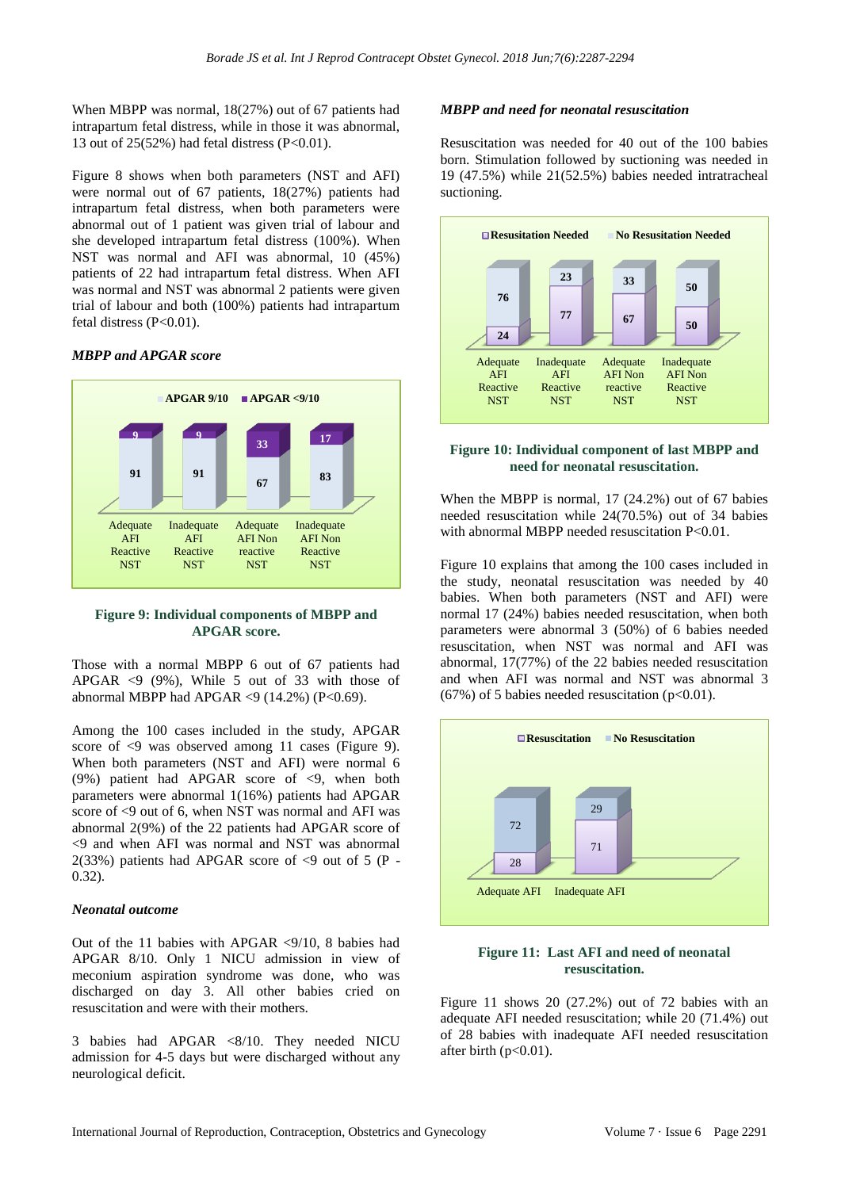When MBPP was normal, 18(27%) out of 67 patients had intrapartum fetal distress, while in those it was abnormal, 13 out of 25(52%) had fetal distress (P<0.01).

Figure 8 shows when both parameters (NST and AFI) were normal out of 67 patients, 18(27%) patients had intrapartum fetal distress, when both parameters were abnormal out of 1 patient was given trial of labour and she developed intrapartum fetal distress (100%). When NST was normal and AFI was abnormal, 10 (45%) patients of 22 had intrapartum fetal distress. When AFI was normal and NST was abnormal 2 patients were given trial of labour and both (100%) patients had intrapartum fetal distress (P<0.01).

### *MBPP and APGAR score*

**Figure 9: Individual components of MBPP and APGAR score.**

Those with a normal MBPP 6 out of 67 patients had APGAR <9 (9%), While 5 out of 33 with those of abnormal MBPP had APGAR <9 (14.2%) (P<0.69).

Among the 100 cases included in the study, APGAR score of <9 was observed among 11 cases (Figure 9). When both parameters (NST and AFI) were normal 6 (9%) patient had APGAR score of <9, when both parameters were abnormal 1(16%) patients had APGAR score of <9 out of 6, when NST was normal and AFI was abnormal 2(9%) of the 22 patients had APGAR score of <9 and when AFI was normal and NST was abnormal 2(33%) patients had APGAR score of <9 out of 5 (P - 0.32).

### *Neonatal outcome*

Out of the 11 babies with APGAR <9/10, 8 babies had APGAR 8/10. Only 1 NICU admission in view of meconium aspiration syndrome was done, who was discharged on day 3. All other babies cried on resuscitation and were with their mothers.

3 babies had APGAR <8/10. They needed NICU admission for 4-5 days but were discharged without any neurological deficit.

### *MBPP and need for neonatal resuscitation*

Resuscitation was needed for 40 out of the 100 babies born. Stimulation followed by suctioning was needed in 19 (47.5%) while 21(52.5%) babies needed intratracheal suctioning.

**Figure 10: Individual component of last MBPP and need for neonatal resuscitation.**

When the MBPP is normal, 17 (24.2%) out of 67 babies needed resuscitation while 24(70.5%) out of 34 babies with abnormal MBPP needed resuscitation P<0.01.

Figure 10 explains that among the 100 cases included in the study, neonatal resuscitation was needed by 40 babies. When both parameters (NST and AFI) were normal 17 (24%) babies needed resuscitation, when both parameters were abnormal 3 (50%) of 6 babies needed resuscitation, when NST was normal and AFI was abnormal, 17(77%) of the 22 babies needed resuscitation and when AFI was normal and NST was abnormal 3 (67%) of 5 babies needed resuscitation (p<0.01).

**Figure 11: Last AFI and need of neonatal resuscitation.**

Figure 11 shows 20 (27.2%) out of 72 babies with an adequate AFI needed resuscitation; while 20 (71.4%) out of 28 babies with inadequate AFI needed resuscitation after birth (p<0.01).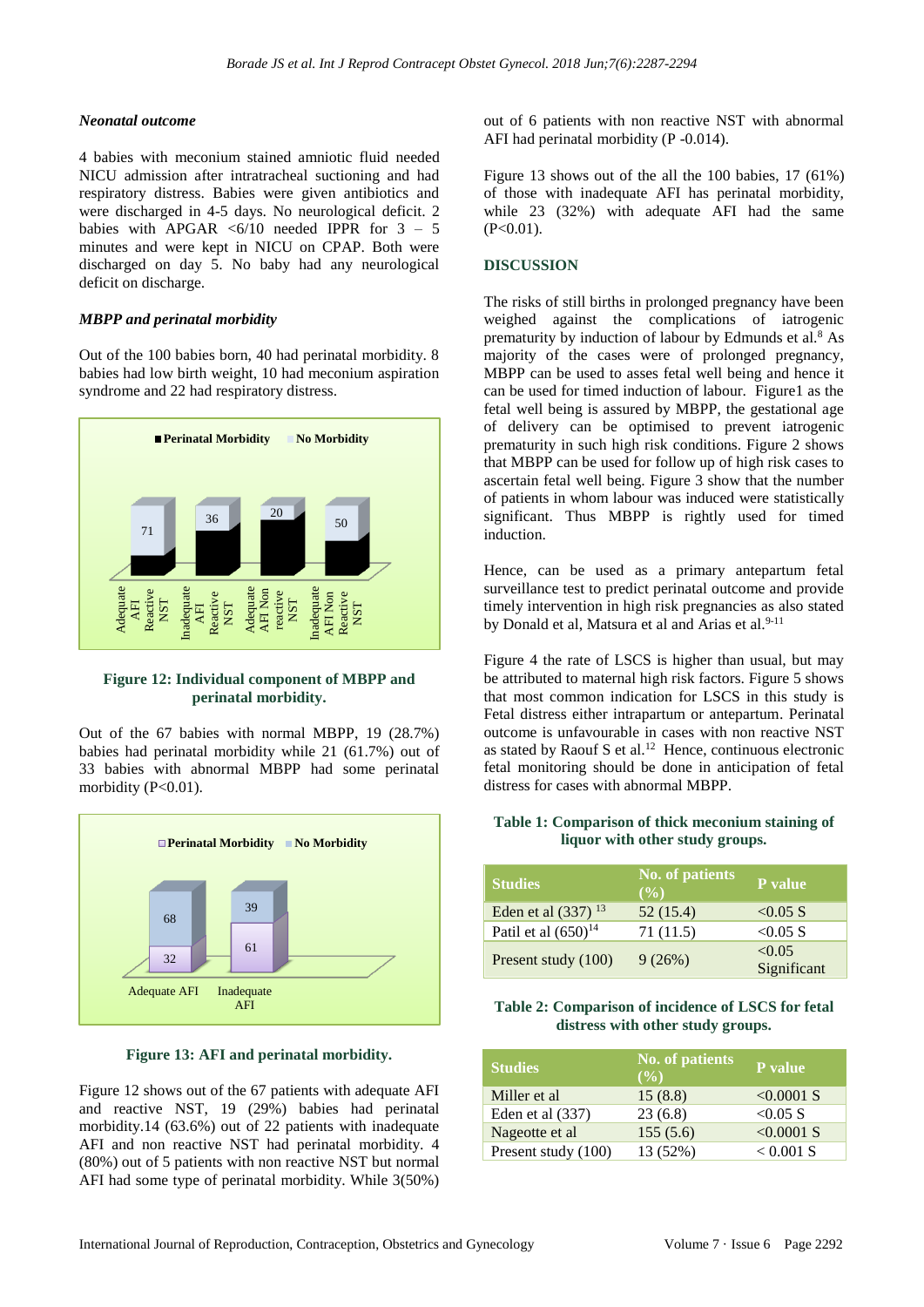### *Neonatal outcome*

4 babies with meconium stained amniotic fluid needed NICU admission after intratracheal suctioning and had respiratory distress. Babies were given antibiotics and were discharged in 4-5 days. No neurological deficit. 2 babies with APGAR <6/10 needed IPPR for 3 – 5 minutes and were kept in NICU on CPAP. Both were discharged on day 5. No baby had any neurological deficit on discharge.

### *MBPP and perinatal morbidity*

Out of the 100 babies born, 40 had perinatal morbidity. 8 babies had low birth weight, 10 had meconium aspiration syndrome and 22 had respiratory distress.

Perinatal Morbidity
No Morbidity
71
36
20
50
Adequate AFI Reactive NST
Inadequate AFI Reactive NST
Adequate AFI Non reactive NST
Inadequate AFI Non Reactive NST

**Figure 12: Individual component of MBPP and perinatal morbidity.**

Out of the 67 babies with normal MBPP, 19 (28.7%) babies had perinatal morbidity while 21 (61.7%) out of 33 babies with abnormal MBPP had some perinatal morbidity (P<0.01).

Perinatal Morbidity
No Morbidity
68
32
39
61
Adequate AFI
Inadequate AFI

**Figure 13: AFI and perinatal morbidity.**

Figure 12 shows out of the 67 patients with adequate AFI and reactive NST, 19 (29%) babies had perinatal morbidity.14 (63.6%) out of 22 patients with inadequate AFI and non reactive NST had perinatal morbidity. 4 (80%) out of 5 patients with non reactive NST but normal AFI had some type of perinatal morbidity. While 3(50%) out of 6 patients with non reactive NST with abnormal AFI had perinatal morbidity (P -0.014).

Figure 13 shows out of the all the 100 babies, 17 (61%) of those with inadequate AFI has perinatal morbidity, while 23 (32%) with adequate AFI had the same (P<0.01).

## DISCUSSION

The risks of still births in prolonged pregnancy have been weighed against the complications of iatrogenic prematurity by induction of labour by Edmunds et al.[8] As majority of the cases were of prolonged pregnancy, MBPP can be used to asses fetal well being and hence it can be used for timed induction of labour. Figure1 as the fetal well being is assured by MBPP, the gestational age of delivery can be optimised to prevent iatrogenic prematurity in such high risk conditions. Figure 2 shows that MBPP can be used for follow up of high risk cases to ascertain fetal well being. Figure 3 show that the number of patients in whom labour was induced were statistically significant. Thus MBPP is rightly used for timed induction.

Hence, can be used as a primary antepartum fetal surveillance test to predict perinatal outcome and provide timely intervention in high risk pregnancies as also stated by Donald et al, Matsura et al and Arias et al.[9-11]

Figure 4 the rate of LSCS is higher than usual, but may be attributed to maternal high risk factors. Figure 5 shows that most common indication for LSCS in this study is Fetal distress either intrapartum or antepartum. Perinatal outcome is unfavourable in cases with non reactive NST as stated by Raouf S et al.[12] Hence, continuous electronic fetal monitoring should be done in anticipation of fetal distress for cases with abnormal MBPP.

**Table 1: Comparison of thick meconium staining of liquor with other study groups.**

| Studies | No. of patients (%) | P value |
|---|---|---|
| Eden et al (337) [13] | 52 (15.4) | <0.05 S |
| Patil et al (650)[14] | 71 (11.5) | <0.05 S |
| Present study (100) | 9 (26%) | <0.05 Significant |

**Table 2: Comparison of incidence of LSCS for fetal distress with other study groups.**

| Studies | No. of patients (%) | P value |
|---|---|---|
| Miller et al | 15 (8.8) | <0.0001 S |
| Eden et al (337) | 23 (6.8) | <0.05 S |
| Nageotte et al | 155 (5.6) | <0.0001 S |
| Present study (100) | 13 (52%) | < 0.001 S |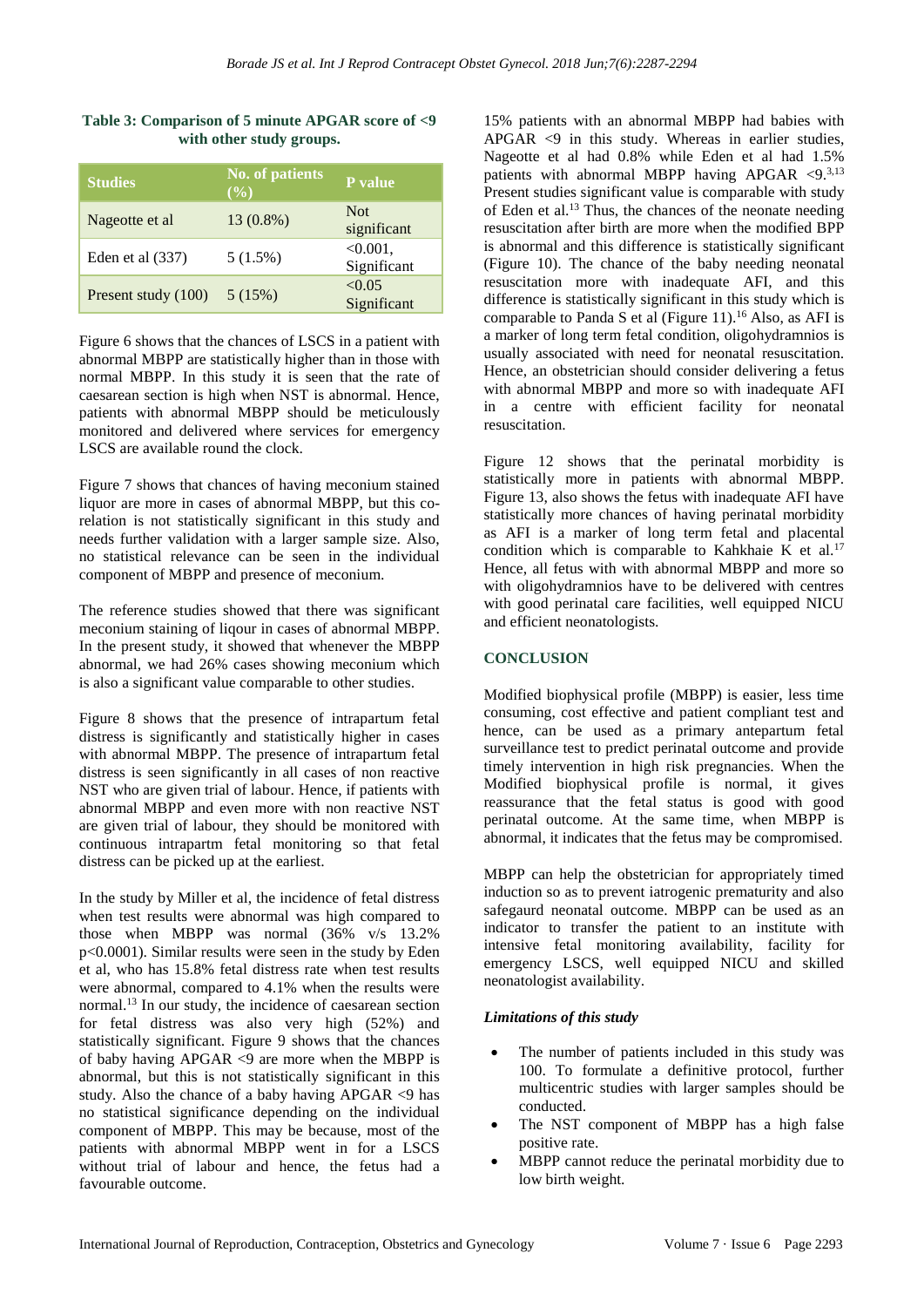**Table 3: Comparison of 5 minute APGAR score of <9 with other study groups.**

| Studies | No. of patients (%) | P value |
|---|---|---|
| Nageotte et al | 13 (0.8%) | Not significant |
| Eden et al (337) | 5 (1.5%) | <0.001, Significant |
| Present study (100) | 5 (15%) | <0.05 Significant |

Figure 6 shows that the chances of LSCS in a patient with abnormal MBPP are statistically higher than in those with normal MBPP. In this study it is seen that the rate of caesarean section is high when NST is abnormal. Hence, patients with abnormal MBPP should be meticulously monitored and delivered where services for emergency LSCS are available round the clock.

Figure 7 shows that chances of having meconium stained liquor are more in cases of abnormal MBPP, but this co-relation is not statistically significant in this study and needs further validation with a larger sample size. Also, no statistical relevance can be seen in the individual component of MBPP and presence of meconium.

The reference studies showed that there was significant meconium staining of liqour in cases of abnormal MBPP. In the present study, it showed that whenever the MBPP abnormal, we had 26% cases showing meconium which is also a significant value comparable to other studies.

Figure 8 shows that the presence of intrapartum fetal distress is significantly and statistically higher in cases with abnormal MBPP. The presence of intrapartum fetal distress is seen significantly in all cases of non reactive NST who are given trial of labour. Hence, if patients with abnormal MBPP and even more with non reactive NST are given trial of labour, they should be monitored with continuous intrapartm fetal monitoring so that fetal distress can be picked up at the earliest.

In the study by Miller et al, the incidence of fetal distress when test results were abnormal was high compared to those when MBPP was normal (36% v/s 13.2% p<0.0001). Similar results were seen in the study by Eden et al, who has 15.8% fetal distress rate when test results were abnormal, compared to 4.1% when the results were normal.[13] In our study, the incidence of caesarean section for fetal distress was also very high (52%) and statistically significant. Figure 9 shows that the chances of baby having APGAR <9 are more when the MBPP is abnormal, but this is not statistically significant in this study. Also the chance of a baby having APGAR <9 has no statistical significance depending on the individual component of MBPP. This may be because, most of the patients with abnormal MBPP went in for a LSCS without trial of labour and hence, the fetus had a favourable outcome.

15% patients with an abnormal MBPP had babies with APGAR <9 in this study. Whereas in earlier studies, Nageotte et al had 0.8% while Eden et al had 1.5% patients with abnormal MBPP having APGAR <9.[3,13] Present studies significant value is comparable with study of Eden et al.[13] Thus, the chances of the neonate needing resuscitation after birth are more when the modified BPP is abnormal and this difference is statistically significant (Figure 10). The chance of the baby needing neonatal resuscitation more with inadequate AFI, and this difference is statistically significant in this study which is comparable to Panda S et al (Figure 11).[16] Also, as AFI is a marker of long term fetal condition, oligohydramnios is usually associated with need for neonatal resuscitation. Hence, an obstetrician should consider delivering a fetus with abnormal MBPP and more so with inadequate AFI in a centre with efficient facility for neonatal resuscitation.

Figure 12 shows that the perinatal morbidity is statistically more in patients with abnormal MBPP. Figure 13, also shows the fetus with inadequate AFI have statistically more chances of having perinatal morbidity as AFI is a marker of long term fetal and placental condition which is comparable to Kahkhaie K et al.[17] Hence, all fetus with abnormal MBPP and more so with oligohydramnios have to be delivered with centres with good perinatal care facilities, well equipped NICU and efficient neonatologists.

## CONCLUSION

Modified biophysical profile (MBPP) is easier, less time consuming, cost effective and patient compliant test and hence, can be used as a primary antepartum fetal surveillance test to predict perinatal outcome and provide timely intervention in high risk pregnancies. When the Modified biophysical profile is normal, it gives reassurance that the fetal status is good with good perinatal outcome. At the same time, when MBPP is abnormal, it indicates that the fetus may be compromised.

MBPP can help the obstetrician for appropriately timed induction so as to prevent iatrogenic prematurity and also safegaurd neonatal outcome. MBPP can be used as an indicator to transfer the patient to an institute with intensive fetal monitoring availability, facility for emergency LSCS, well equipped NICU and skilled neonatologist availability.

### *Limitations of this study*

- The number of patients included in this study was 100. To formulate a definitive protocol, further multicentric studies with larger samples should be conducted.
- The NST component of MBPP has a high false positive rate.
- MBPP cannot reduce the perinatal morbidity due to low birth weight.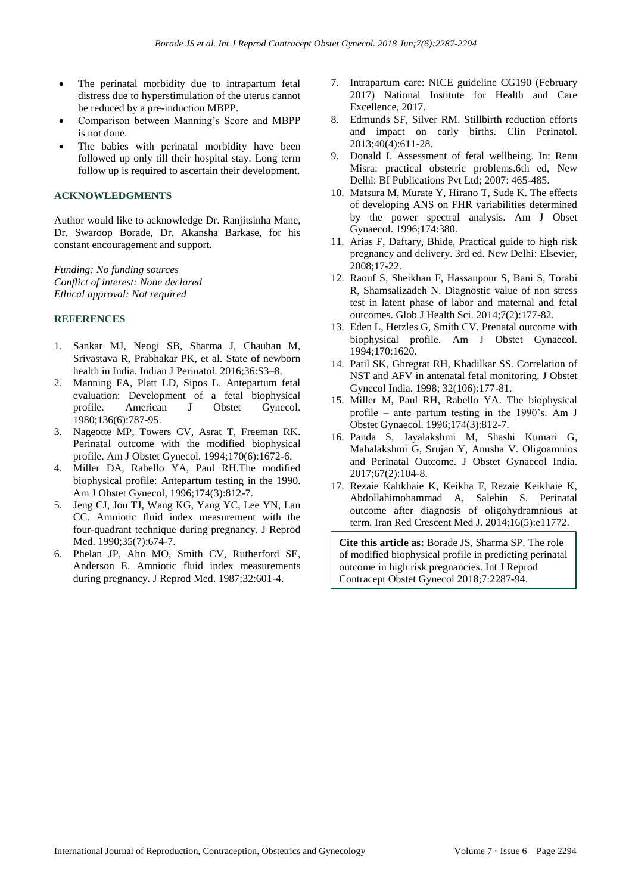- The perinatal morbidity due to intrapartum fetal distress due to hyperstimulation of the uterus cannot be reduced by a pre-induction MBPP.
- Comparison between Manning's Score and MBPP is not done.
- The babies with perinatal morbidity have been followed up only till their hospital stay. Long term follow up is required to ascertain their development.

## ACKNOWLEDGMENTS

Author would like to acknowledge Dr. Ranjitsinha Mane, Dr. Swaroop Borade, Dr. Akansha Barkase, for his constant encouragement and support.

*Funding: No funding sources*
*Conflict of interest: None declared*
*Ethical approval: Not required*

## REFERENCES

1. Sankar MJ, Neogi SB, Sharma J, Chauhan M, Srivastava R, Prabhakar PK, et al. State of newborn health in India. Indian J Perinatol. 2016;36:S3–8.
2. Manning FA, Platt LD, Sipos L. Antepartum fetal evaluation: Development of a fetal biophysical profile. American J Obstet Gynecol. 1980;136(6):787-95.
3. Nageotte MP, Towers CV, Asrat T, Freeman RK. Perinatal outcome with the modified biophysical profile. Am J Obstet Gynecol. 1994;170(6):1672-6.
4. Miller DA, Rabello YA, Paul RH.The modified biophysical profile: Antepartum testing in the 1990. Am J Obstet Gynecol, 1996;174(3):812-7.
5. Jeng CJ, Jou TJ, Wang KG, Yang YC, Lee YN, Lan CC. Amniotic fluid index measurement with the four-quadrant technique during pregnancy. J Reprod Med. 1990;35(7):674-7.
6. Phelan JP, Ahn MO, Smith CV, Rutherford SE, Anderson E. Amniotic fluid index measurements during pregnancy. J Reprod Med. 1987;32:601-4.
7. Intrapartum care: NICE guideline CG190 (February 2017) National Institute for Health and Care Excellence, 2017.
8. Edmunds SF, Silver RM. Stillbirth reduction efforts and impact on early births. Clin Perinatol. 2013;40(4):611-28.
9. Donald I. Assessment of fetal wellbeing. In: Renu Misra: practical obstetric problems.6th ed, New Delhi: BI Publications Pvt Ltd; 2007: 465-485.
10. Matsura M, Murate Y, Hirano T, Sude K. The effects of developing ANS on FHR variabilities determined by the power spectral analysis. Am J Obset Gynaecol. 1996;174:380.
11. Arias F, Daftary, Bhide, Practical guide to high risk pregnancy and delivery. 3rd ed. New Delhi: Elsevier, 2008;17-22.
12. Raouf S, Sheikhan F, Hassanpour S, Bani S, Torabi R, Shamsalizadeh N. Diagnostic value of non stress test in latent phase of labor and maternal and fetal outcomes. Glob J Health Sci. 2014;7(2):177-82.
13. Eden L, Hetzles G, Smith CV. Prenatal outcome with biophysical profile. Am J Obstet Gynaecol. 1994;170:1620.
14. Patil SK, Ghregrat RH, Khadilkar SS. Correlation of NST and AFV in antenatal fetal monitoring. J Obstet Gynecol India. 1998; 32(106):177-81.
15. Miller M, Paul RH, Rabello YA. The biophysical profile – ante partum testing in the 1990's. Am J Obstet Gynaecol. 1996;174(3):812-7.
16. Panda S, Jayalakshmi M, Shashi Kumari G, Mahalakshmi G, Srujan Y, Anusha V. Oligoamnios and Perinatal Outcome. J Obstet Gynaecol India. 2017;67(2):104-8.
17. Rezaie Kahkhaie K, Keikha F, Rezaie Keikhaie K, Abdollahimohammad A, Salehin S. Perinatal outcome after diagnosis of oligohydramnious at term. Iran Red Crescent Med J. 2014;16(5):e11772.

**Cite this article as:** Borade JS, Sharma SP. The role of modified biophysical profile in predicting perinatal outcome in high risk pregnancies. Int J Reprod Contracept Obstet Gynecol 2018;7:2287-94.